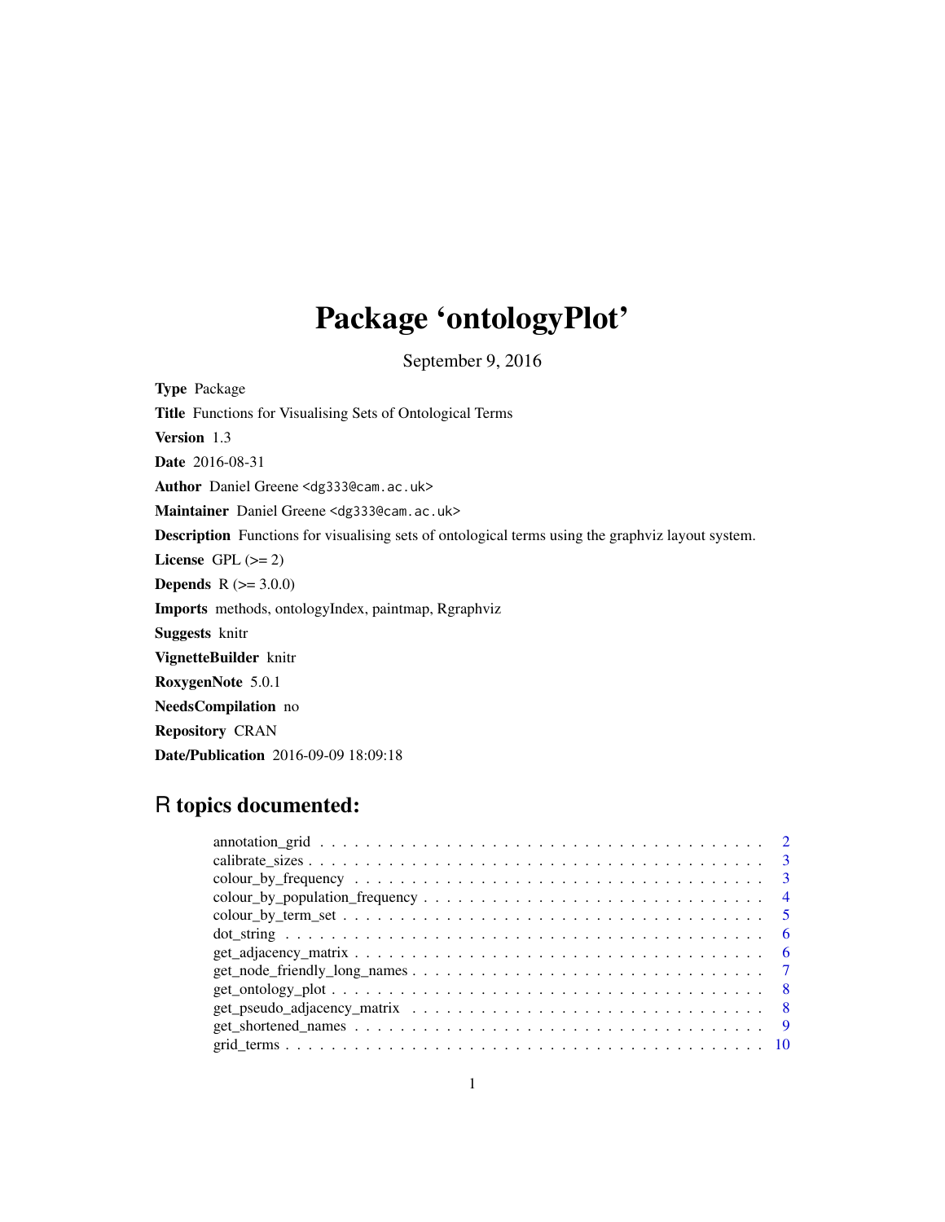# Package 'ontologyPlot'

September 9, 2016

**Type** Package

**Title** Functions for Visualising Sets of Ontological Terms

**Version** 1.3

**Date** 2016-08-31

**Author** Daniel Greene <dg333@cam.ac.uk>

**Maintainer** Daniel Greene <dg333@cam.ac.uk>

**Description** Functions for visualising sets of ontological terms using the graphviz layout system.

**License** GPL (>= 2)

**Depends** R (>= 3.0.0)

**Imports** methods, ontologyIndex, paintmap, Rgraphviz

**Suggests** knitr

**VignetteBuilder** knitr

**RoxygenNote** 5.0.1

**NeedsCompilation** no

**Repository** CRAN

**Date/Publication** 2016-09-09 18:09:18

## R topics documented:

annotation_grid . . . . . . . . . . . . . . . . . . . . . . . . . . . . . . . . . . . . . . . . . 2
calibrate_sizes . . . . . . . . . . . . . . . . . . . . . . . . . . . . . . . . . . . . . . . . . . 3
colour_by_frequency . . . . . . . . . . . . . . . . . . . . . . . . . . . . . . . . . . . . . . 3
colour_by_population_frequency . . . . . . . . . . . . . . . . . . . . . . . . . . . . . . . 4
colour_by_term_set . . . . . . . . . . . . . . . . . . . . . . . . . . . . . . . . . . . . . . . 5
dot_string . . . . . . . . . . . . . . . . . . . . . . . . . . . . . . . . . . . . . . . . . . . . 6
get_adjacency_matrix . . . . . . . . . . . . . . . . . . . . . . . . . . . . . . . . . . . . . 6
get_node_friendly_long_names . . . . . . . . . . . . . . . . . . . . . . . . . . . . . . . . 7
get_ontology_plot . . . . . . . . . . . . . . . . . . . . . . . . . . . . . . . . . . . . . . . 8
get_pseudo_adjacency_matrix . . . . . . . . . . . . . . . . . . . . . . . . . . . . . . . . 8
get_shortened_names . . . . . . . . . . . . . . . . . . . . . . . . . . . . . . . . . . . . . 9
grid_terms . . . . . . . . . . . . . . . . . . . . . . . . . . . . . . . . . . . . . . . . . . . 10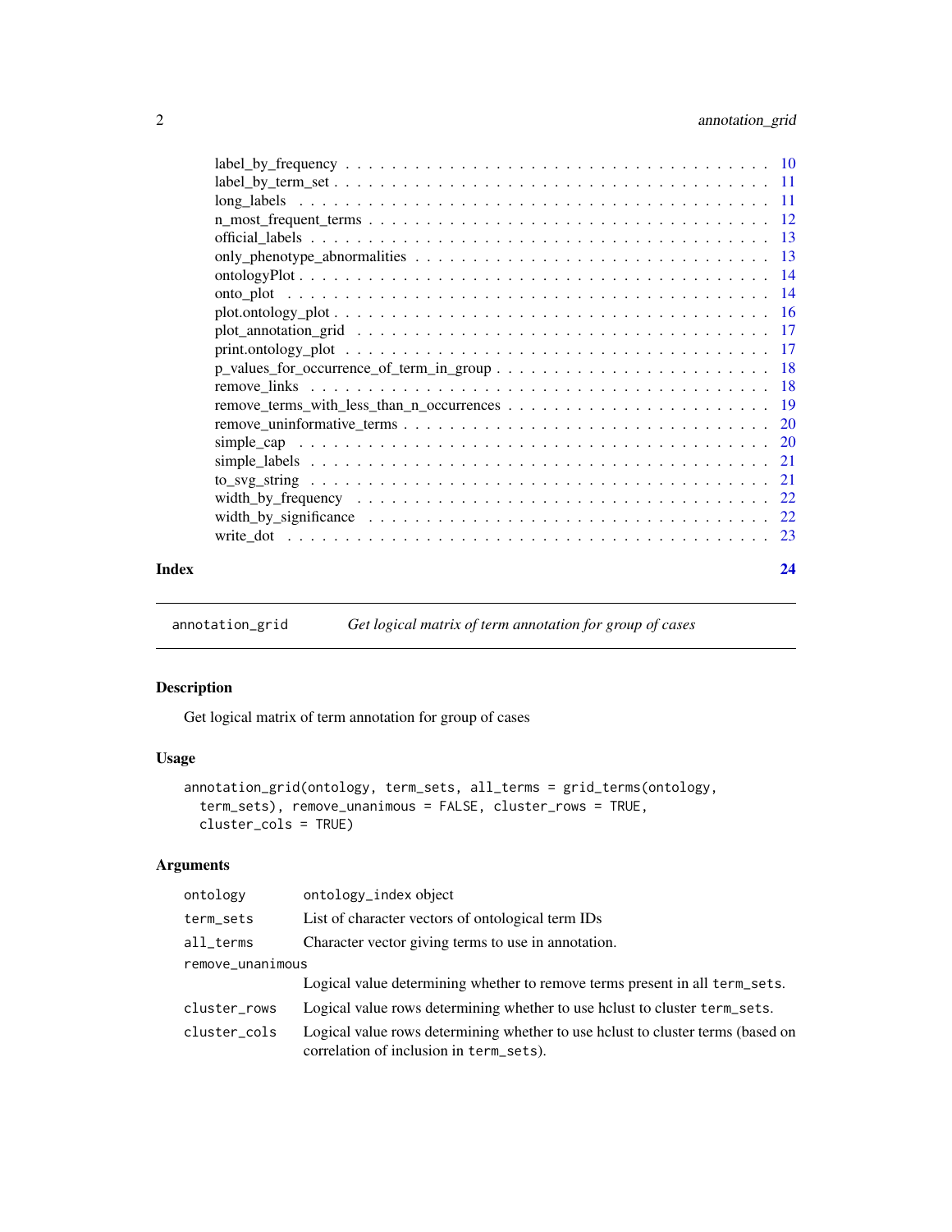label_by_frequency . . . . . . . . . . . . . . . . . . . . . . . . . . . . . . . . . . . 10
label_by_term_set . . . . . . . . . . . . . . . . . . . . . . . . . . . . . . . . . . . . 11
long_labels . . . . . . . . . . . . . . . . . . . . . . . . . . . . . . . . . . . . . . . 11
n_most_frequent_terms . . . . . . . . . . . . . . . . . . . . . . . . . . . . . . . . . . 12
official_labels . . . . . . . . . . . . . . . . . . . . . . . . . . . . . . . . . . . . . 13
only_phenotype_abnormalities . . . . . . . . . . . . . . . . . . . . . . . . . . . . . . 13
ontologyPlot . . . . . . . . . . . . . . . . . . . . . . . . . . . . . . . . . . . . . . 14
onto_plot . . . . . . . . . . . . . . . . . . . . . . . . . . . . . . . . . . . . . . . 14
plot.ontology_plot . . . . . . . . . . . . . . . . . . . . . . . . . . . . . . . . . . . 16
plot_annotation_grid . . . . . . . . . . . . . . . . . . . . . . . . . . . . . . . . . . 17
print.ontology_plot . . . . . . . . . . . . . . . . . . . . . . . . . . . . . . . . . . 17
p_values_for_occurrence_of_term_in_group . . . . . . . . . . . . . . . . . . . . . . . 18
remove_links . . . . . . . . . . . . . . . . . . . . . . . . . . . . . . . . . . . . . . 18
remove_terms_with_less_than_n_occurrences . . . . . . . . . . . . . . . . . . . . . . 19
remove_uninformative_terms . . . . . . . . . . . . . . . . . . . . . . . . . . . . . . 20
simple_cap . . . . . . . . . . . . . . . . . . . . . . . . . . . . . . . . . . . . . . . 20
simple_labels . . . . . . . . . . . . . . . . . . . . . . . . . . . . . . . . . . . . . 21
to_svg_string . . . . . . . . . . . . . . . . . . . . . . . . . . . . . . . . . . . . . 21
width_by_frequency . . . . . . . . . . . . . . . . . . . . . . . . . . . . . . . . . . . 22
width_by_significance . . . . . . . . . . . . . . . . . . . . . . . . . . . . . . . . . 22
write_dot . . . . . . . . . . . . . . . . . . . . . . . . . . . . . . . . . . . . . . . . 23

**Index** **24**

---

`annotation_grid` *Get logical matrix of term annotation for group of cases*

---

## Description

Get logical matrix of term annotation for group of cases

## Usage

```
annotation_grid(ontology, term_sets, all_terms = grid_terms(ontology,
  term_sets), remove_unanimous = FALSE, cluster_rows = TRUE,
  cluster_cols = TRUE)
```

## Arguments

| | |
|---|---|
| `ontology` | ontology_index object |
| `term_sets` | List of character vectors of ontological term IDs |
| `all_terms` | Character vector giving terms to use in annotation. |
| `remove_unanimous` | Logical value determining whether to remove terms present in all `term_sets`. |
| `cluster_rows` | Logical value rows determining whether to use hclust to cluster `term_sets`. |
| `cluster_cols` | Logical value rows determining whether to use hclust to cluster terms (based on correlation of inclusion in `term_sets`). |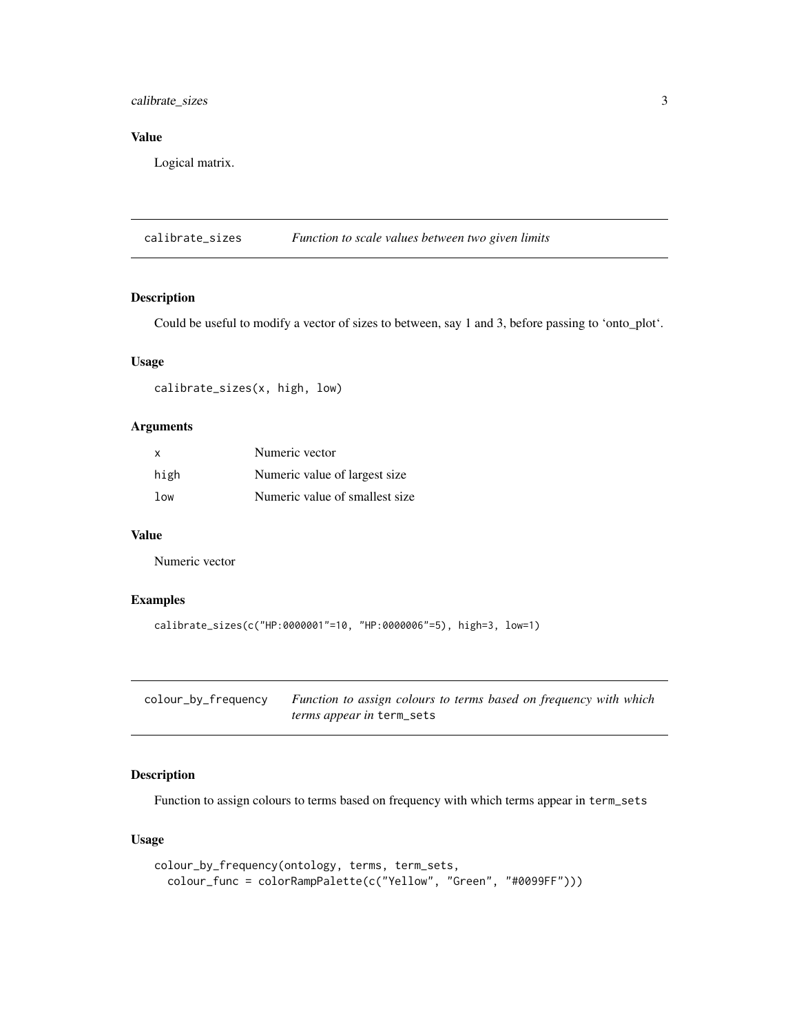## Value

Logical matrix.

---

## calibrate_sizes — *Function to scale values between two given limits*

### Description

Could be useful to modify a vector of sizes to between, say 1 and 3, before passing to 'onto_plot'.

### Usage

```
calibrate_sizes(x, high, low)
```

### Arguments

| | |
|---|---|
| x | Numeric vector |
| high | Numeric value of largest size |
| low | Numeric value of smallest size |

### Value

Numeric vector

### Examples

```
calibrate_sizes(c("HP:0000001"=10, "HP:0000006"=5), high=3, low=1)
```

---

## colour_by_frequency — *Function to assign colours to terms based on frequency with which terms appear in* `term_sets`

### Description

Function to assign colours to terms based on frequency with which terms appear in `term_sets`

### Usage

```
colour_by_frequency(ontology, terms, term_sets,
  colour_func = colorRampPalette(c("Yellow", "Green", "#0099FF")))
```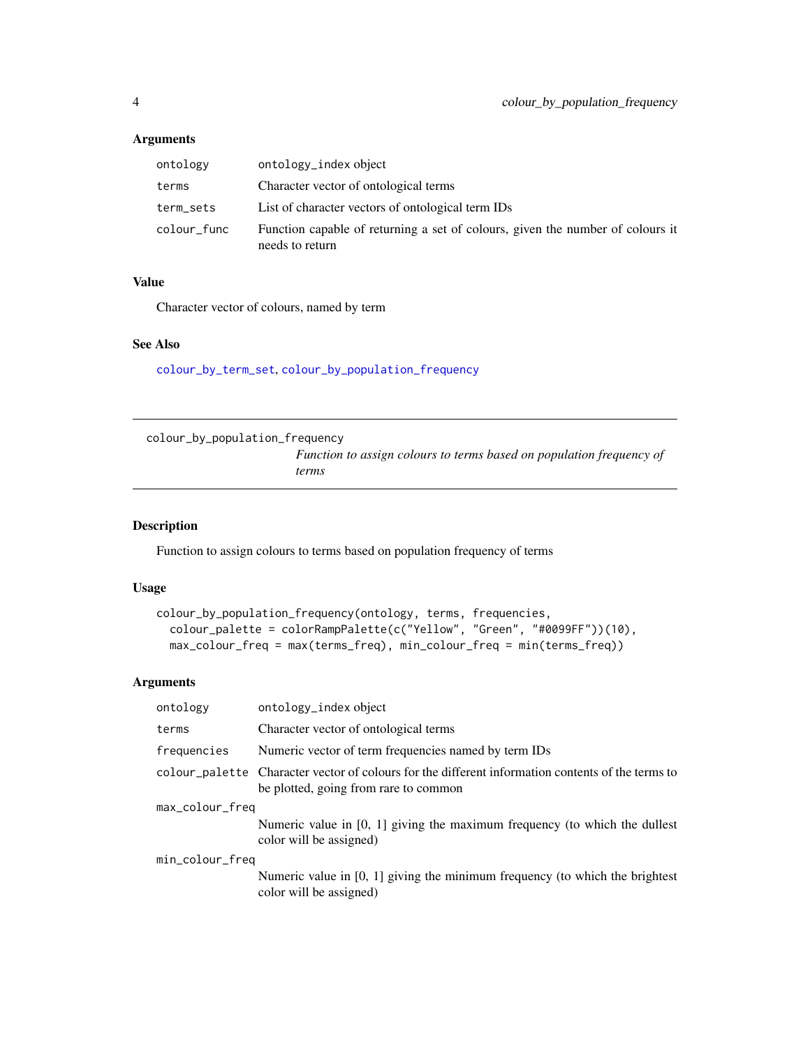### Arguments

| | |
|---|---|
| ontology | ontology_index object |
| terms | Character vector of ontological terms |
| term_sets | List of character vectors of ontological term IDs |
| colour_func | Function capable of returning a set of colours, given the number of colours it needs to return |

### Value

Character vector of colours, named by term

### See Also

colour_by_term_set, colour_by_population_frequency

---

## colour_by_population_frequency

*Function to assign colours to terms based on population frequency of terms*

---

### Description

Function to assign colours to terms based on population frequency of terms

### Usage

```
colour_by_population_frequency(ontology, terms, frequencies,
  colour_palette = colorRampPalette(c("Yellow", "Green", "#0099FF"))(10),
  max_colour_freq = max(terms_freq), min_colour_freq = min(terms_freq))
```

### Arguments

| | |
|---|---|
| ontology | ontology_index object |
| terms | Character vector of ontological terms |
| frequencies | Numeric vector of term frequencies named by term IDs |
| colour_palette | Character vector of colours for the different information contents of the terms to be plotted, going from rare to common |
| max_colour_freq | Numeric value in [0, 1] giving the maximum frequency (to which the dullest color will be assigned) |
| min_colour_freq | Numeric value in [0, 1] giving the minimum frequency (to which the brightest color will be assigned) |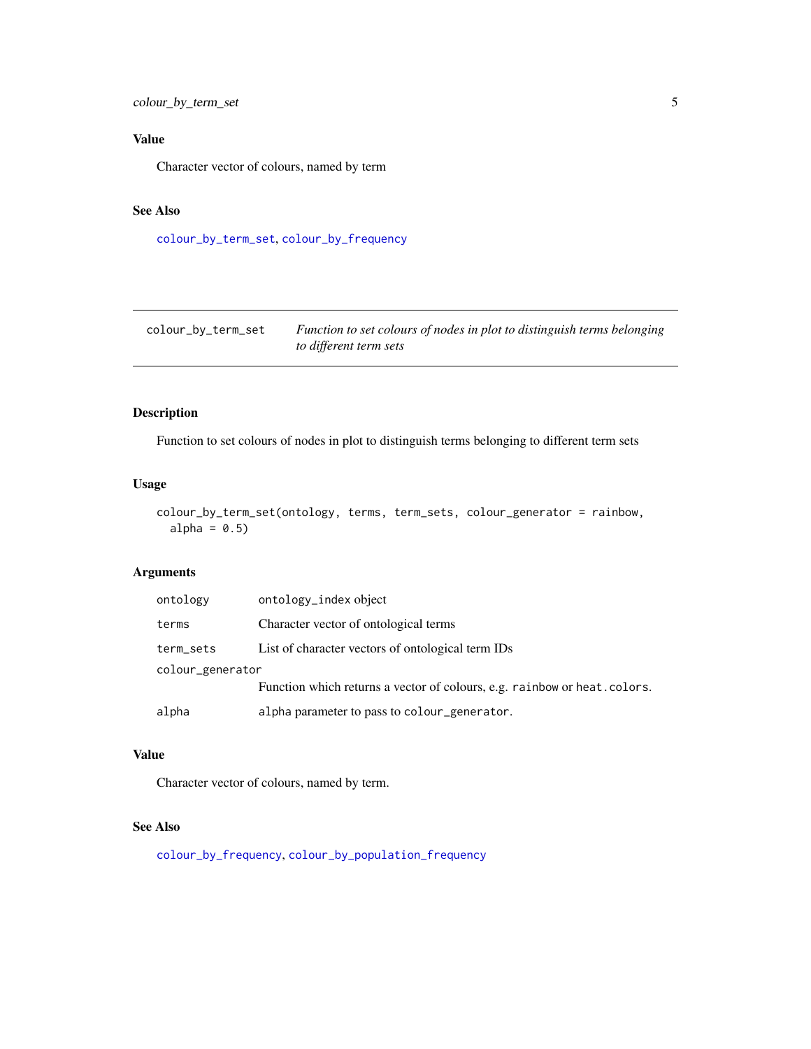### Value

Character vector of colours, named by term

### See Also

colour_by_term_set, colour_by_frequency

---

## colour_by_term_set    *Function to set colours of nodes in plot to distinguish terms belonging to different term sets*

---

### Description

Function to set colours of nodes in plot to distinguish terms belonging to different term sets

### Usage

```
colour_by_term_set(ontology, terms, term_sets, colour_generator = rainbow,
  alpha = 0.5)
```

### Arguments

| | |
|---|---|
| `ontology` | `ontology_index` object |
| `terms` | Character vector of ontological terms |
| `term_sets` | List of character vectors of ontological term IDs |
| `colour_generator` | Function which returns a vector of colours, e.g. `rainbow` or `heat.colors`. |
| `alpha` | `alpha` parameter to pass to `colour_generator`. |

### Value

Character vector of colours, named by term.

### See Also

colour_by_frequency, colour_by_population_frequency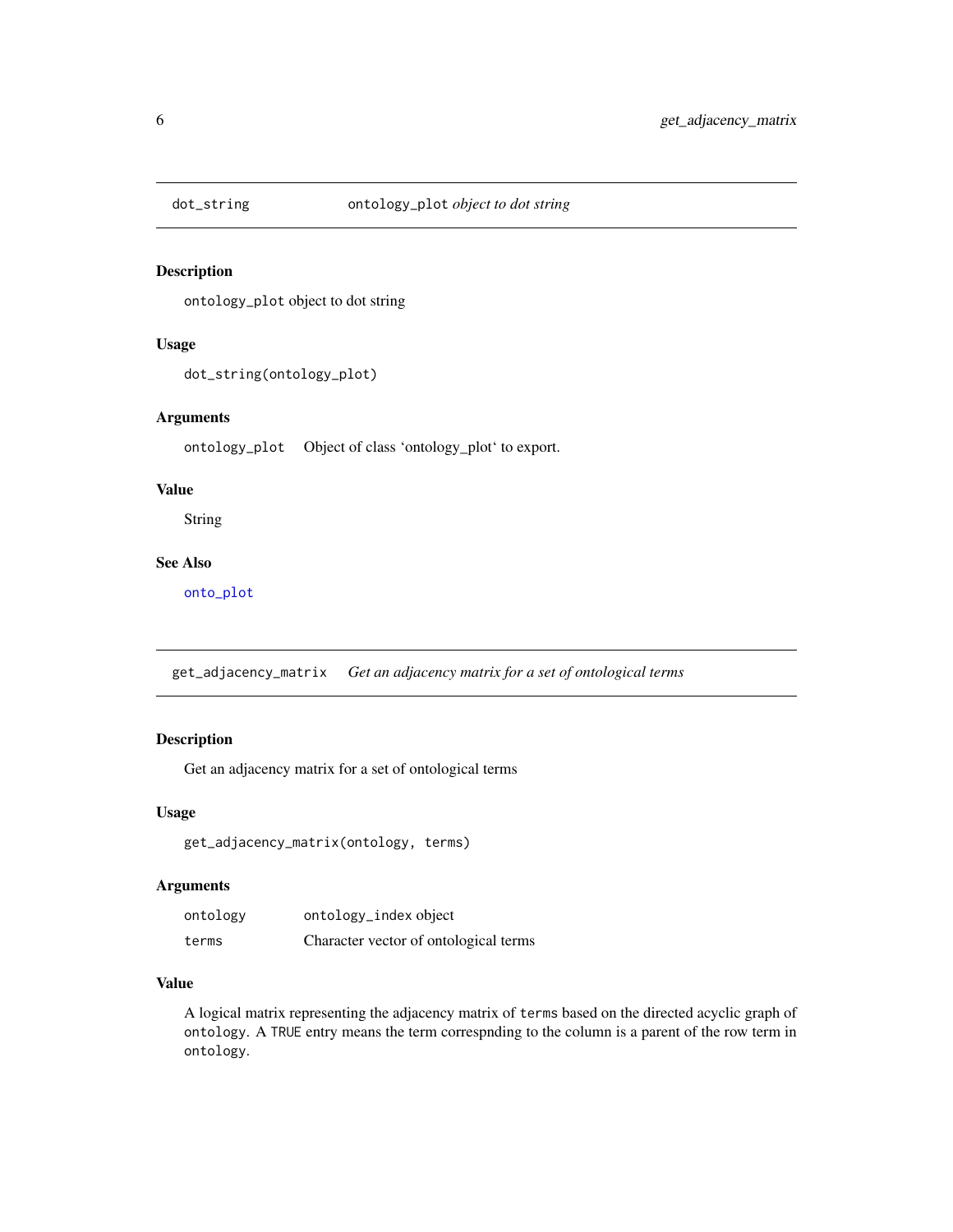## dot_string — `ontology_plot` *object to dot string*

### Description

`ontology_plot` object to dot string

### Usage

```
dot_string(ontology_plot)
```

### Arguments

| | |
|---|---|
| `ontology_plot` | Object of class ‘ontology_plot‘ to export. |

### Value

String

### See Also

onto_plot

## get_adjacency_matrix — *Get an adjacency matrix for a set of ontological terms*

### Description

Get an adjacency matrix for a set of ontological terms

### Usage

```
get_adjacency_matrix(ontology, terms)
```

### Arguments

| | |
|---|---|
| `ontology` | `ontology_index` object |
| `terms` | Character vector of ontological terms |

### Value

A logical matrix representing the adjacency matrix of `terms` based on the directed acyclic graph of `ontology`. A `TRUE` entry means the term correspnding to the column is a parent of the row term in `ontology`.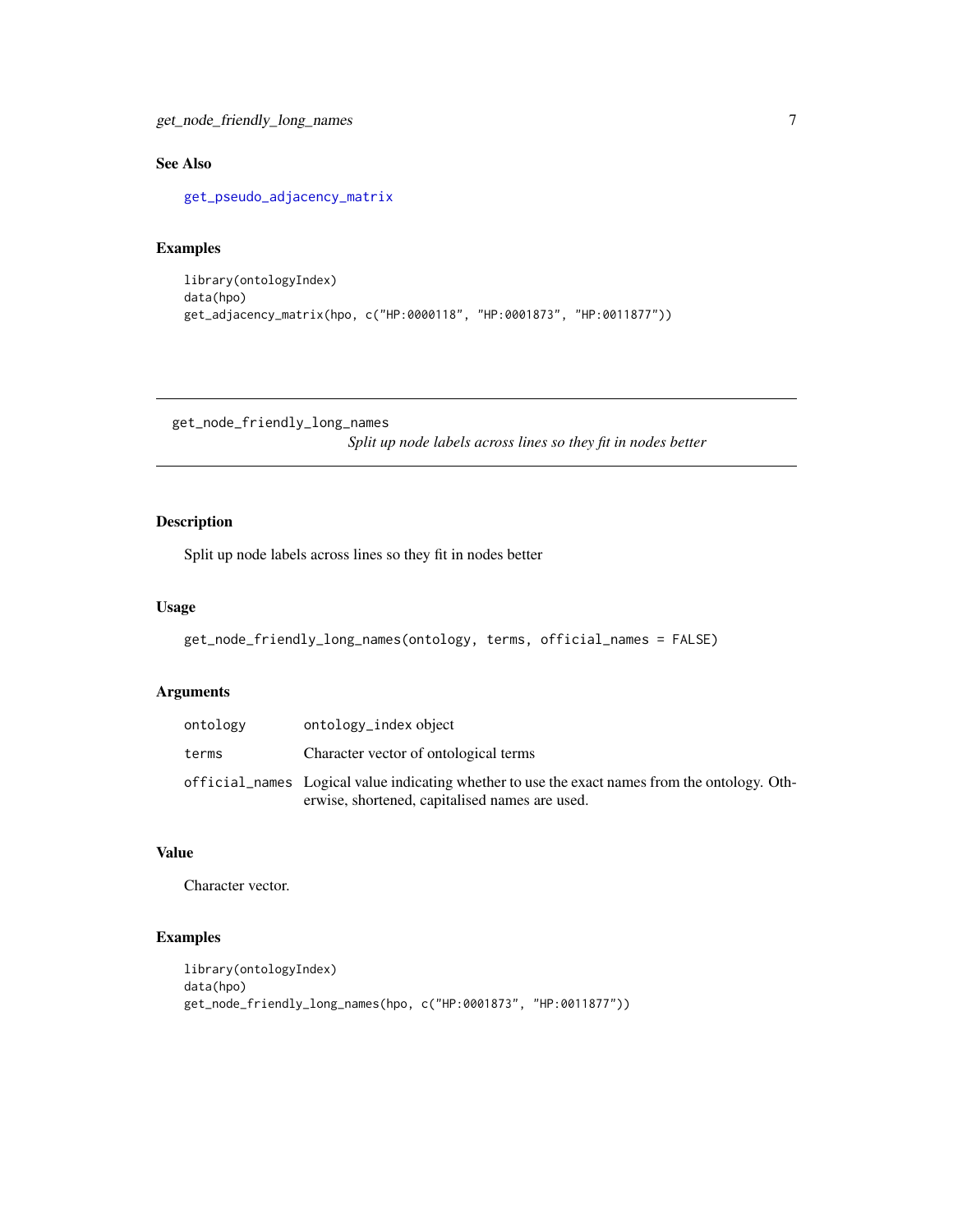### See Also

get_pseudo_adjacency_matrix

### Examples

```
library(ontologyIndex)
data(hpo)
get_adjacency_matrix(hpo, c("HP:0000118", "HP:0001873", "HP:0011877"))
```

---

## get_node_friendly_long_names
*Split up node labels across lines so they fit in nodes better*

---

### Description

Split up node labels across lines so they fit in nodes better

### Usage

```
get_node_friendly_long_names(ontology, terms, official_names = FALSE)
```

### Arguments

| | |
|---|---|
| ontology | ontology_index object |
| terms | Character vector of ontological terms |
| official_names | Logical value indicating whether to use the exact names from the ontology. Otherwise, shortened, capitalised names are used. |

### Value

Character vector.

### Examples

```
library(ontologyIndex)
data(hpo)
get_node_friendly_long_names(hpo, c("HP:0001873", "HP:0011877"))
```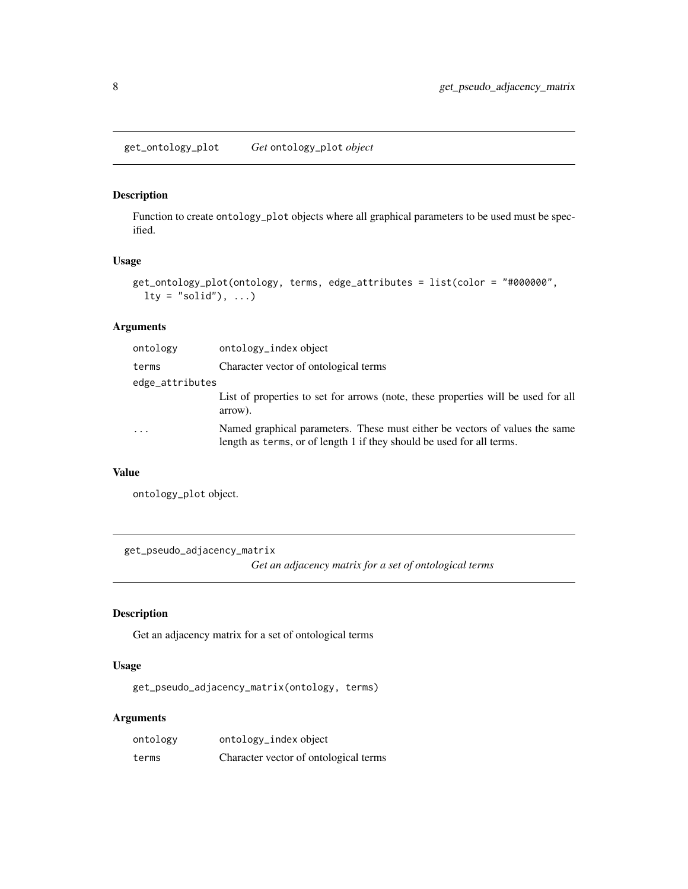## get_ontology_plot    *Get* ontology_plot *object*

### Description

Function to create ontology_plot objects where all graphical parameters to be used must be specified.

### Usage

```
get_ontology_plot(ontology, terms, edge_attributes = list(color = "#000000",
  lty = "solid"), ...)
```

### Arguments

| | |
|---|---|
| ontology | ontology_index object |
| terms | Character vector of ontological terms |
| edge_attributes | List of properties to set for arrows (note, these properties will be used for all arrow). |
| ... | Named graphical parameters. These must either be vectors of values the same length as terms, or of length 1 if they should be used for all terms. |

### Value

ontology_plot object.

## get_pseudo_adjacency_matrix    *Get an adjacency matrix for a set of ontological terms*

### Description

Get an adjacency matrix for a set of ontological terms

### Usage

```
get_pseudo_adjacency_matrix(ontology, terms)
```

### Arguments

| | |
|---|---|
| ontology | ontology_index object |
| terms | Character vector of ontological terms |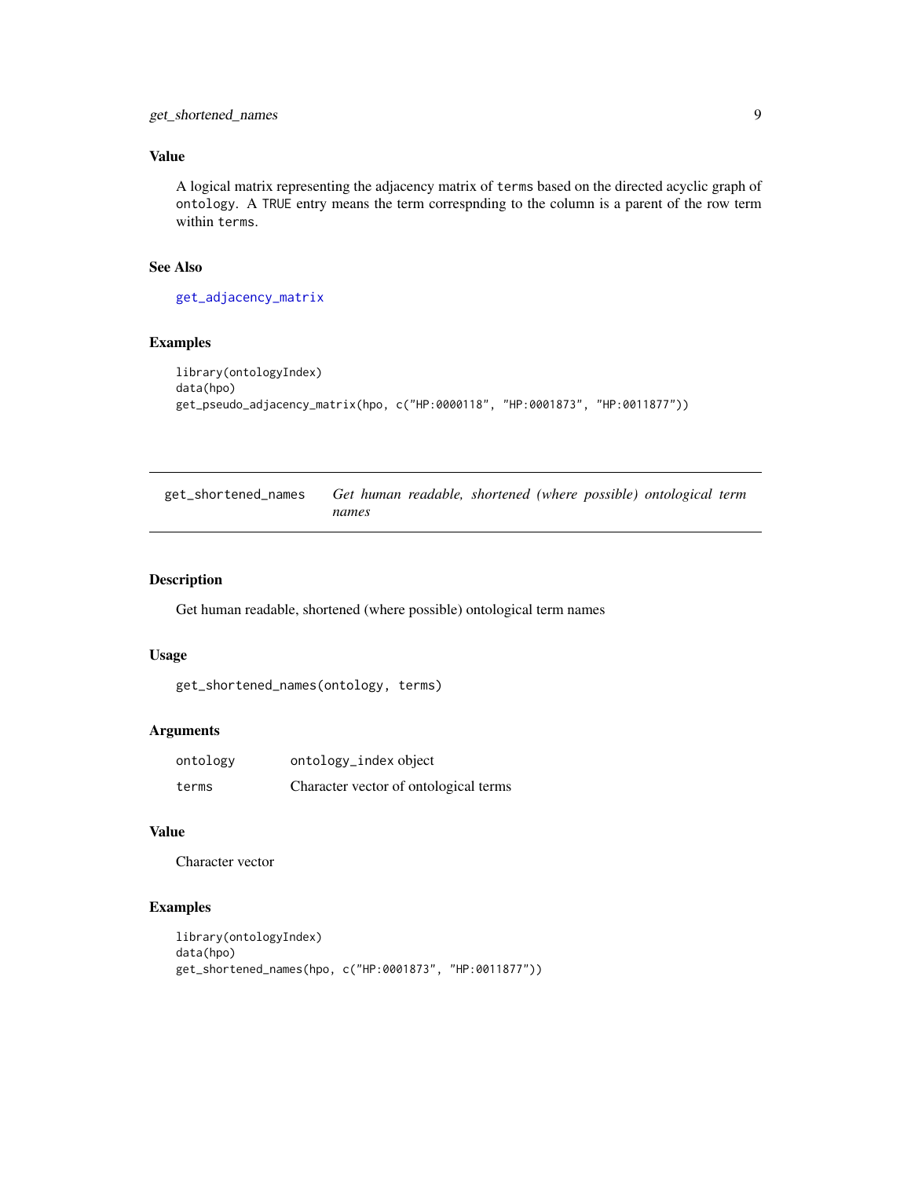### Value

A logical matrix representing the adjacency matrix of `terms` based on the directed acyclic graph of `ontology`. A `TRUE` entry means the term correspnding to the column is a parent of the row term within `terms`.

### See Also

get_adjacency_matrix

### Examples

```
library(ontologyIndex)
data(hpo)
get_pseudo_adjacency_matrix(hpo, c("HP:0000118", "HP:0001873", "HP:0011877"))
```

---

## get_shortened_names — *Get human readable, shortened (where possible) ontological term names*

---

### Description

Get human readable, shortened (where possible) ontological term names

### Usage

```
get_shortened_names(ontology, terms)
```

### Arguments

| | |
|---|---|
| `ontology` | `ontology_index` object |
| `terms` | Character vector of ontological terms |

### Value

Character vector

### Examples

```
library(ontologyIndex)
data(hpo)
get_shortened_names(hpo, c("HP:0001873", "HP:0011877"))
```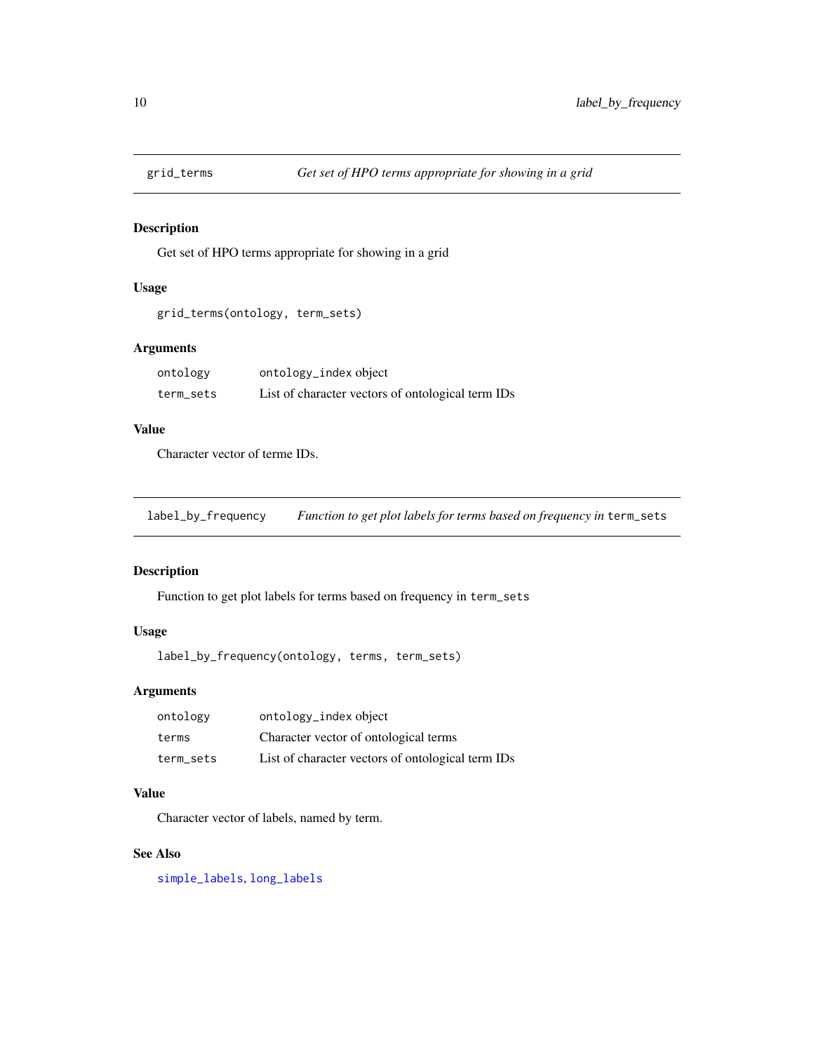## grid_terms — *Get set of HPO terms appropriate for showing in a grid*

### Description

Get set of HPO terms appropriate for showing in a grid

### Usage

```
grid_terms(ontology, term_sets)
```

### Arguments

| | |
|---|---|
| ontology | ontology_index object |
| term_sets | List of character vectors of ontological term IDs |

### Value

Character vector of terme IDs.

## label_by_frequency — *Function to get plot labels for terms based on frequency in* `term_sets`

### Description

Function to get plot labels for terms based on frequency in `term_sets`

### Usage

```
label_by_frequency(ontology, terms, term_sets)
```

### Arguments

| | |
|---|---|
| ontology | ontology_index object |
| terms | Character vector of ontological terms |
| term_sets | List of character vectors of ontological term IDs |

### Value

Character vector of labels, named by term.

### See Also

`simple_labels`, `long_labels`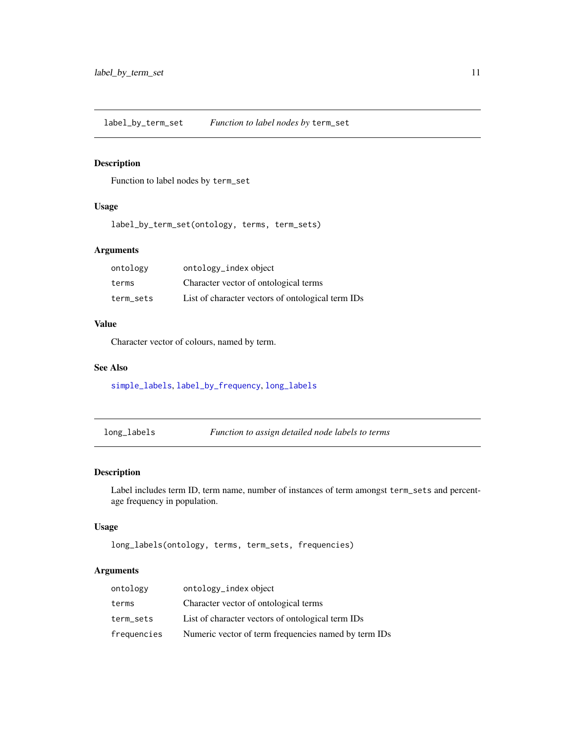## label_by_term_set — *Function to label nodes by* `term_set`

### Description

Function to label nodes by `term_set`

### Usage

```
label_by_term_set(ontology, terms, term_sets)
```

### Arguments

| | |
|---|---|
| `ontology` | `ontology_index` object |
| `terms` | Character vector of ontological terms |
| `term_sets` | List of character vectors of ontological term IDs |

### Value

Character vector of colours, named by term.

### See Also

`simple_labels`, `label_by_frequency`, `long_labels`

## long_labels — *Function to assign detailed node labels to terms*

### Description

Label includes term ID, term name, number of instances of term amongst `term_sets` and percentage frequency in population.

### Usage

```
long_labels(ontology, terms, term_sets, frequencies)
```

### Arguments

| | |
|---|---|
| `ontology` | `ontology_index` object |
| `terms` | Character vector of ontological terms |
| `term_sets` | List of character vectors of ontological term IDs |
| `frequencies` | Numeric vector of term frequencies named by term IDs |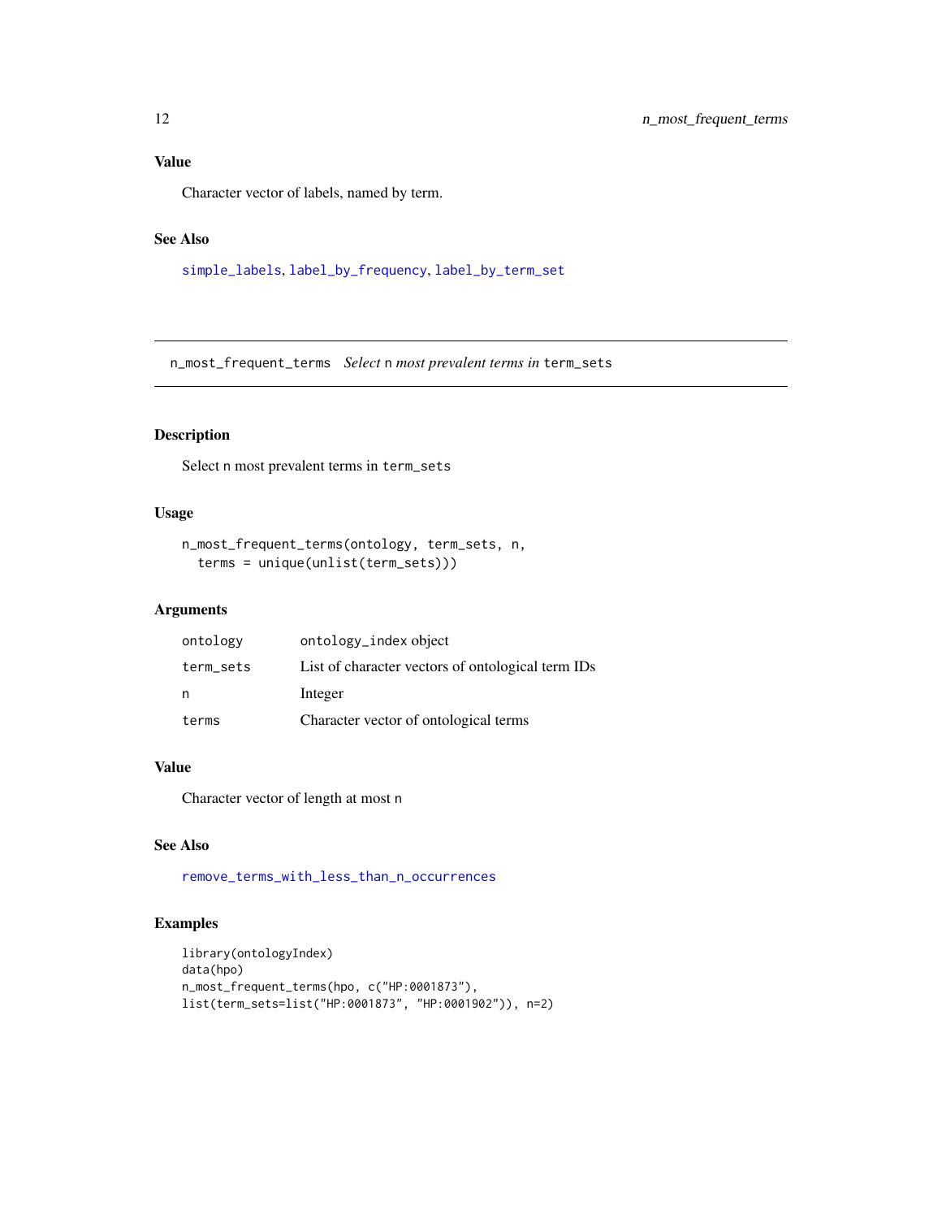### Value

Character vector of labels, named by term.

### See Also

simple_labels, label_by_frequency, label_by_term_set

---

## n_most_frequent_terms *Select* n *most prevalent terms in* term_sets

### Description

Select n most prevalent terms in term_sets

### Usage

```
n_most_frequent_terms(ontology, term_sets, n,
  terms = unique(unlist(term_sets)))
```

### Arguments

| | |
|---|---|
| ontology | ontology_index object |
| term_sets | List of character vectors of ontological term IDs |
| n | Integer |
| terms | Character vector of ontological terms |

### Value

Character vector of length at most n

### See Also

remove_terms_with_less_than_n_occurrences

### Examples

```
library(ontologyIndex)
data(hpo)
n_most_frequent_terms(hpo, c("HP:0001873"),
list(term_sets=list("HP:0001873", "HP:0001902")), n=2)
```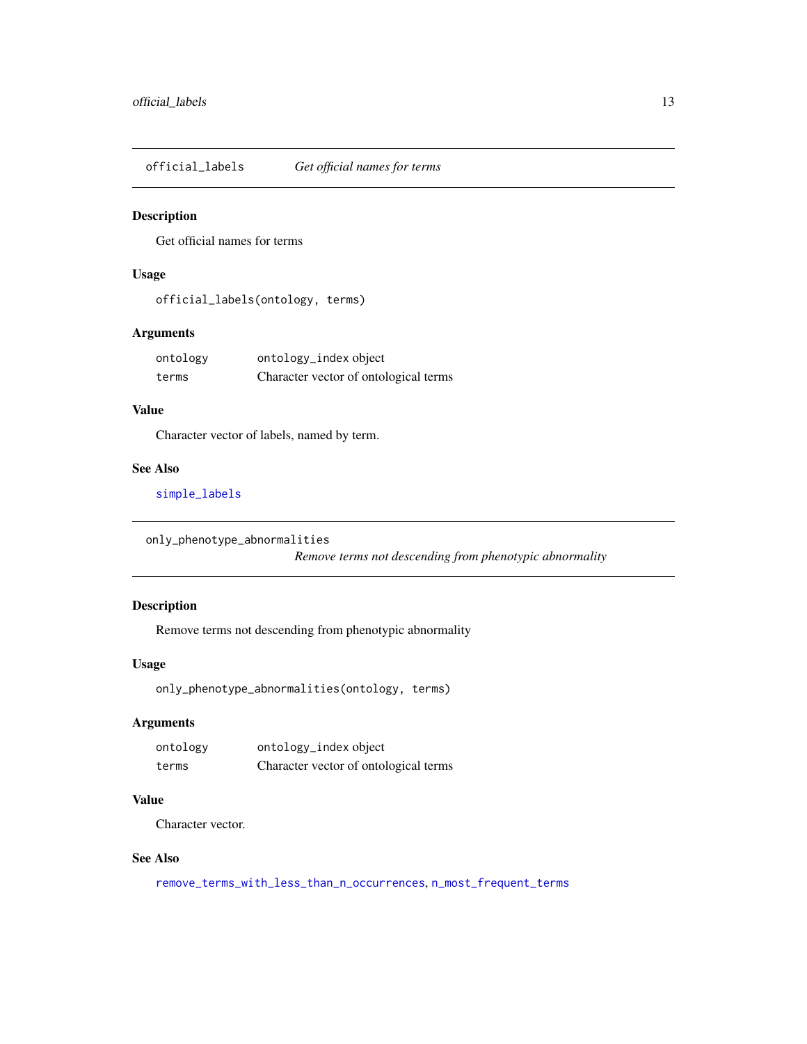## official_labels — *Get official names for terms*

### Description

Get official names for terms

### Usage

```
official_labels(ontology, terms)
```

### Arguments

| | |
|---|---|
| ontology | ontology_index object |
| terms | Character vector of ontological terms |

### Value

Character vector of labels, named by term.

### See Also

simple_labels

## only_phenotype_abnormalities — *Remove terms not descending from phenotypic abnormality*

### Description

Remove terms not descending from phenotypic abnormality

### Usage

```
only_phenotype_abnormalities(ontology, terms)
```

### Arguments

| | |
|---|---|
| ontology | ontology_index object |
| terms | Character vector of ontological terms |

### Value

Character vector.

### See Also

remove_terms_with_less_than_n_occurrences, n_most_frequent_terms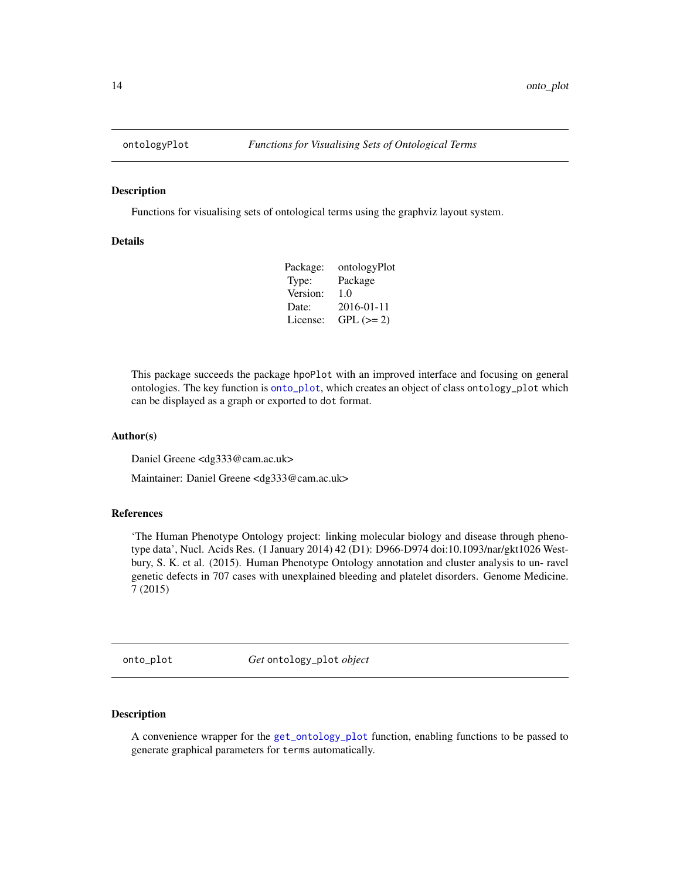ontologyPlot *Functions for Visualising Sets of Ontological Terms*

### Description

Functions for visualising sets of ontological terms using the graphviz layout system.

### Details

| | |
|---|---|
| Package: | ontologyPlot |
| Type: | Package |
| Version: | 1.0 |
| Date: | 2016-01-11 |
| License: | GPL (>= 2) |

This package succeeds the package hpoPlot with an improved interface and focusing on general ontologies. The key function is onto_plot, which creates an object of class ontology_plot which can be displayed as a graph or exported to dot format.

### Author(s)

Daniel Greene <dg333@cam.ac.uk>

Maintainer: Daniel Greene <dg333@cam.ac.uk>

### References

'The Human Phenotype Ontology project: linking molecular biology and disease through phenotype data', Nucl. Acids Res. (1 January 2014) 42 (D1): D966-D974 doi:10.1093/nar/gkt1026 Westbury, S. K. et al. (2015). Human Phenotype Ontology annotation and cluster analysis to un- ravel genetic defects in 707 cases with unexplained bleeding and platelet disorders. Genome Medicine. 7 (2015)

---

onto_plot *Get* ontology_plot *object*

### Description

A convenience wrapper for the get_ontology_plot function, enabling functions to be passed to generate graphical parameters for terms automatically.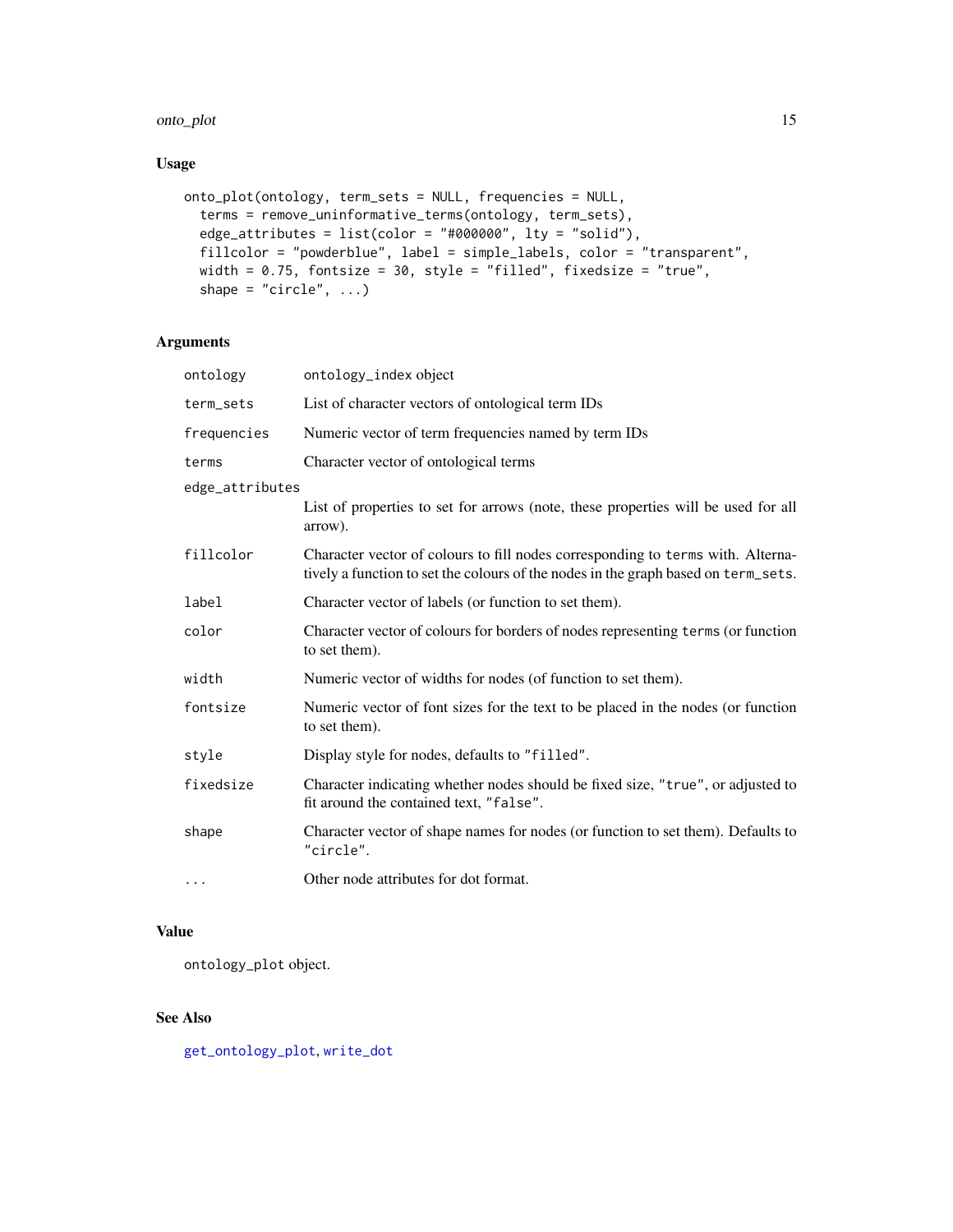## Usage

```
onto_plot(ontology, term_sets = NULL, frequencies = NULL,
  terms = remove_uninformative_terms(ontology, term_sets),
  edge_attributes = list(color = "#000000", lty = "solid"),
  fillcolor = "powderblue", label = simple_labels, color = "transparent",
  width = 0.75, fontsize = 30, style = "filled", fixedsize = "true",
  shape = "circle", ...)
```

## Arguments

| | |
|---|---|
| `ontology` | `ontology_index` object |
| `term_sets` | List of character vectors of ontological term IDs |
| `frequencies` | Numeric vector of term frequencies named by term IDs |
| `terms` | Character vector of ontological terms |
| `edge_attributes` | List of properties to set for arrows (note, these properties will be used for all arrow). |
| `fillcolor` | Character vector of colours to fill nodes corresponding to `terms` with. Alternatively a function to set the colours of the nodes in the graph based on `term_sets`. |
| `label` | Character vector of labels (or function to set them). |
| `color` | Character vector of colours for borders of nodes representing `terms` (or function to set them). |
| `width` | Numeric vector of widths for nodes (of function to set them). |
| `fontsize` | Numeric vector of font sizes for the text to be placed in the nodes (or function to set them). |
| `style` | Display style for nodes, defaults to `"filled"`. |
| `fixedsize` | Character indicating whether nodes should be fixed size, `"true"`, or adjusted to fit around the contained text, `"false"`. |
| `shape` | Character vector of shape names for nodes (or function to set them). Defaults to `"circle"`. |
| `...` | Other node attributes for dot format. |

## Value

`ontology_plot` object.

## See Also

`get_ontology_plot`, `write_dot`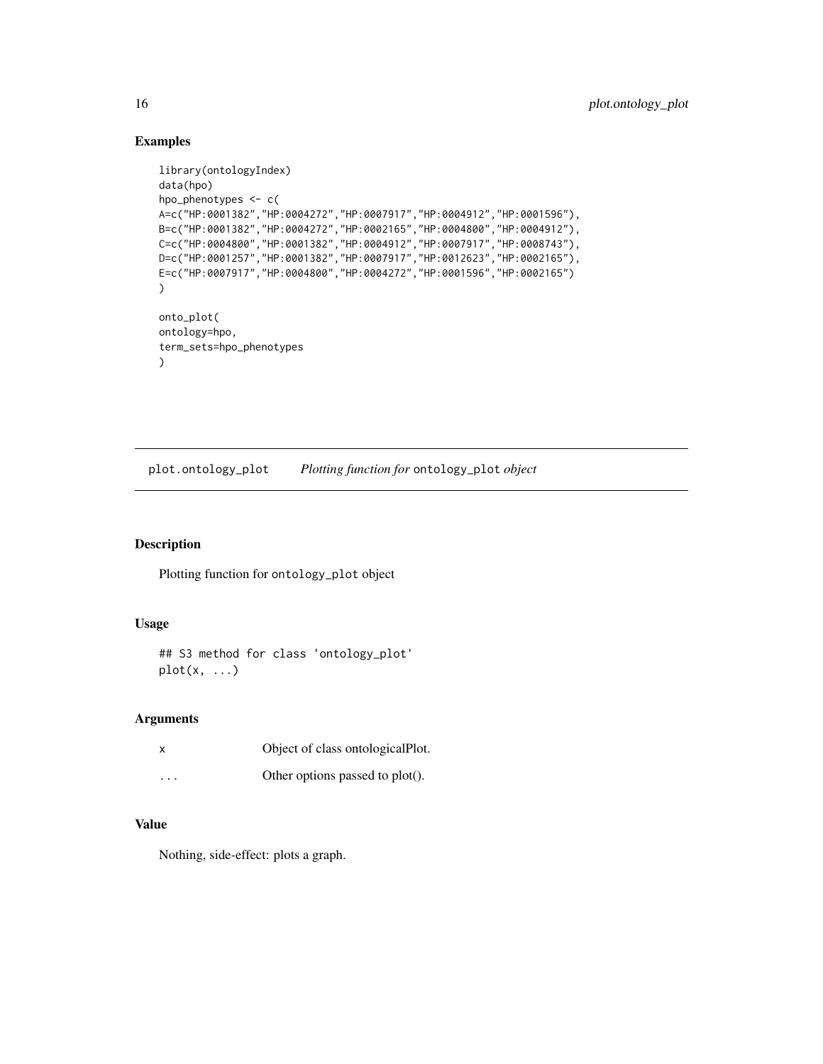## Examples

```
library(ontologyIndex)
data(hpo)
hpo_phenotypes <- c(
A=c("HP:0001382","HP:0004272","HP:0007917","HP:0004912","HP:0001596"),
B=c("HP:0001382","HP:0004272","HP:0002165","HP:0004800","HP:0004912"),
C=c("HP:0004800","HP:0001382","HP:0004912","HP:0007917","HP:0008743"),
D=c("HP:0001257","HP:0001382","HP:0007917","HP:0012623","HP:0002165"),
E=c("HP:0007917","HP:0004800","HP:0004272","HP:0001596","HP:0002165")
)

onto_plot(
ontology=hpo,
term_sets=hpo_phenotypes
)
```

---

# plot.ontology_plot *Plotting function for* `ontology_plot` *object*

---

## Description

Plotting function for `ontology_plot` object

## Usage

```
## S3 method for class 'ontology_plot'
plot(x, ...)
```

## Arguments

| | |
|---|---|
| x | Object of class ontologicalPlot. |
| ... | Other options passed to plot(). |

## Value

Nothing, side-effect: plots a graph.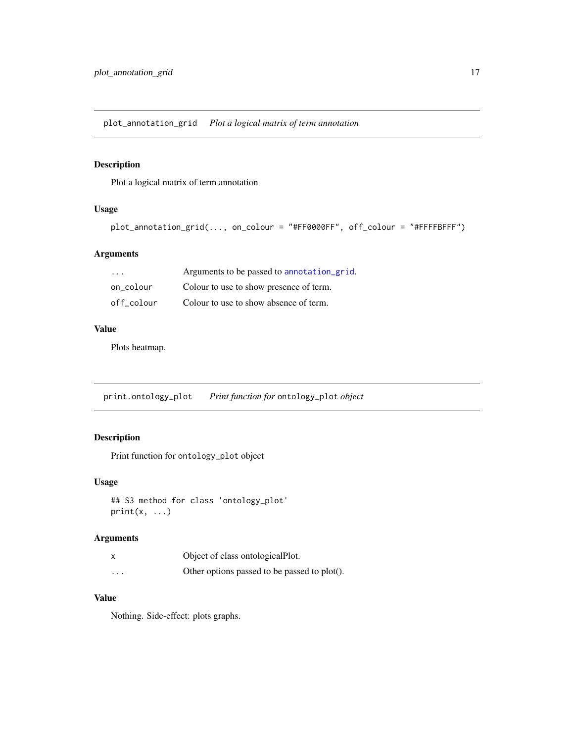## plot_annotation_grid *Plot a logical matrix of term annotation*

### Description

Plot a logical matrix of term annotation

### Usage

```
plot_annotation_grid(..., on_colour = "#FF0000FF", off_colour = "#FFFFBFFF")
```

### Arguments

| | |
|---|---|
| ... | Arguments to be passed to annotation_grid. |
| on_colour | Colour to use to show presence of term. |
| off_colour | Colour to use to show absence of term. |

### Value

Plots heatmap.

## print.ontology_plot *Print function for* ontology_plot *object*

### Description

Print function for ontology_plot object

### Usage

```
## S3 method for class 'ontology_plot'
print(x, ...)
```

### Arguments

| | |
|---|---|
| x | Object of class ontologicalPlot. |
| ... | Other options passed to be passed to plot(). |

### Value

Nothing. Side-effect: plots graphs.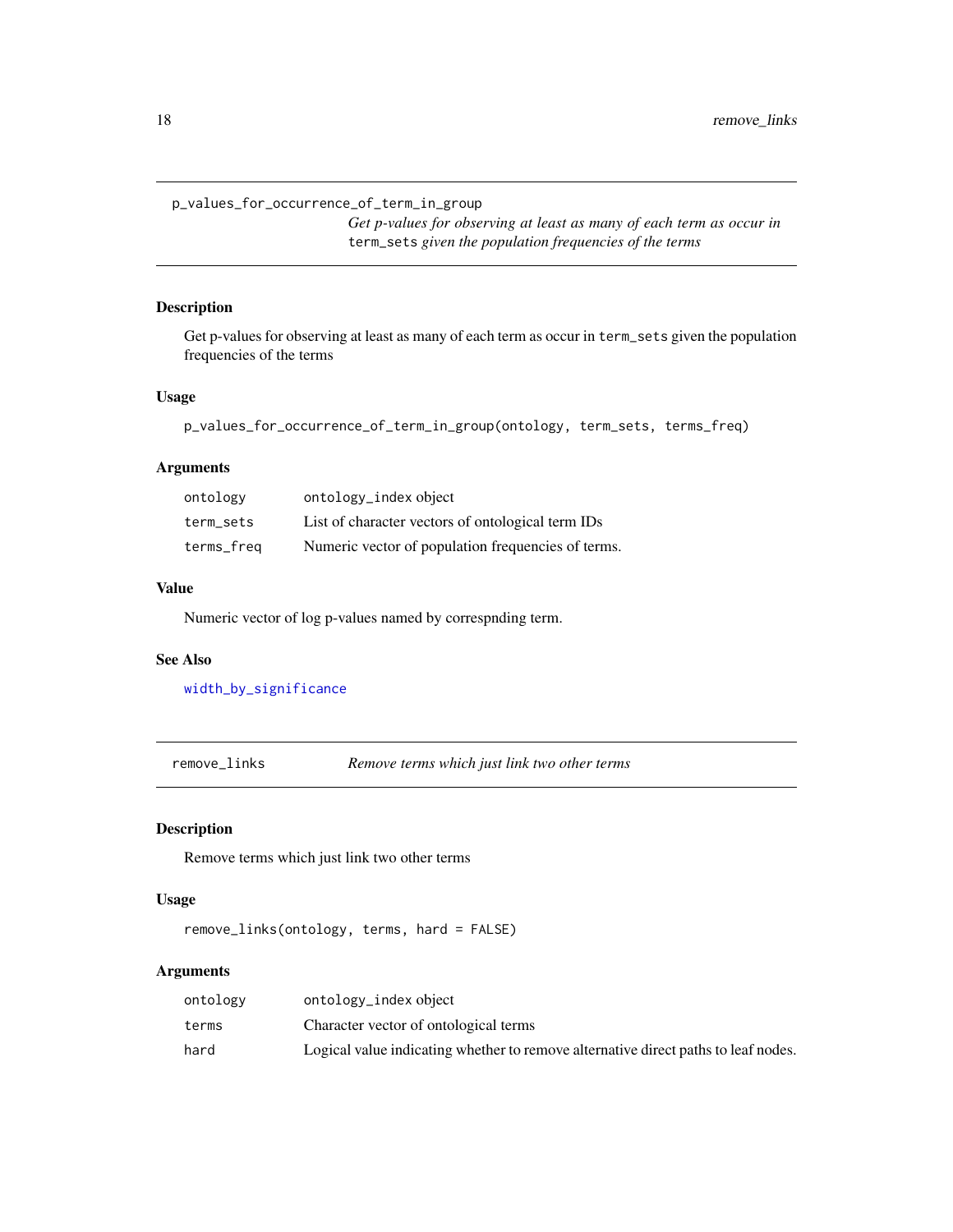## p_values_for_occurrence_of_term_in_group

*Get p-values for observing at least as many of each term as occur in* `term_sets` *given the population frequencies of the terms*

### Description

Get p-values for observing at least as many of each term as occur in `term_sets` given the population frequencies of the terms

### Usage

```
p_values_for_occurrence_of_term_in_group(ontology, term_sets, terms_freq)
```

### Arguments

| | |
|---|---|
| `ontology` | `ontology_index` object |
| `term_sets` | List of character vectors of ontological term IDs |
| `terms_freq` | Numeric vector of population frequencies of terms. |

### Value

Numeric vector of log p-values named by correspnding term.

### See Also

`width_by_significance`

## remove_links

*Remove terms which just link two other terms*

### Description

Remove terms which just link two other terms

### Usage

```
remove_links(ontology, terms, hard = FALSE)
```

### Arguments

| | |
|---|---|
| `ontology` | `ontology_index` object |
| `terms` | Character vector of ontological terms |
| `hard` | Logical value indicating whether to remove alternative direct paths to leaf nodes. |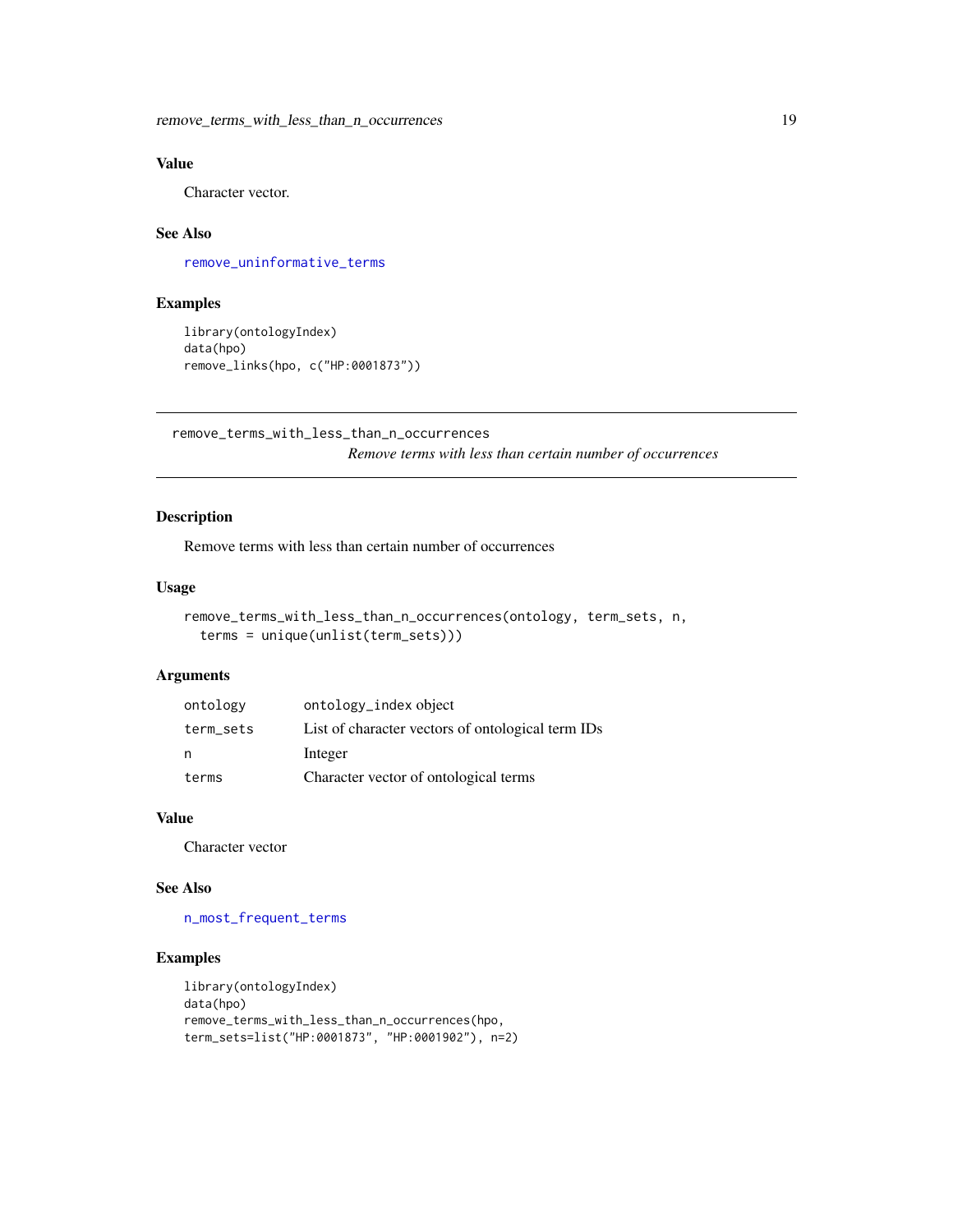### Value

Character vector.

### See Also

remove_uninformative_terms

### Examples

```
library(ontologyIndex)
data(hpo)
remove_links(hpo, c("HP:0001873"))
```

---

## remove_terms_with_less_than_n_occurrences

*Remove terms with less than certain number of occurrences*

---

### Description

Remove terms with less than certain number of occurrences

### Usage

```
remove_terms_with_less_than_n_occurrences(ontology, term_sets, n,
  terms = unique(unlist(term_sets)))
```

### Arguments

| | |
|---|---|
| ontology | ontology_index object |
| term_sets | List of character vectors of ontological term IDs |
| n | Integer |
| terms | Character vector of ontological terms |

### Value

Character vector

### See Also

n_most_frequent_terms

### Examples

```
library(ontologyIndex)
data(hpo)
remove_terms_with_less_than_n_occurrences(hpo,
term_sets=list("HP:0001873", "HP:0001902"), n=2)
```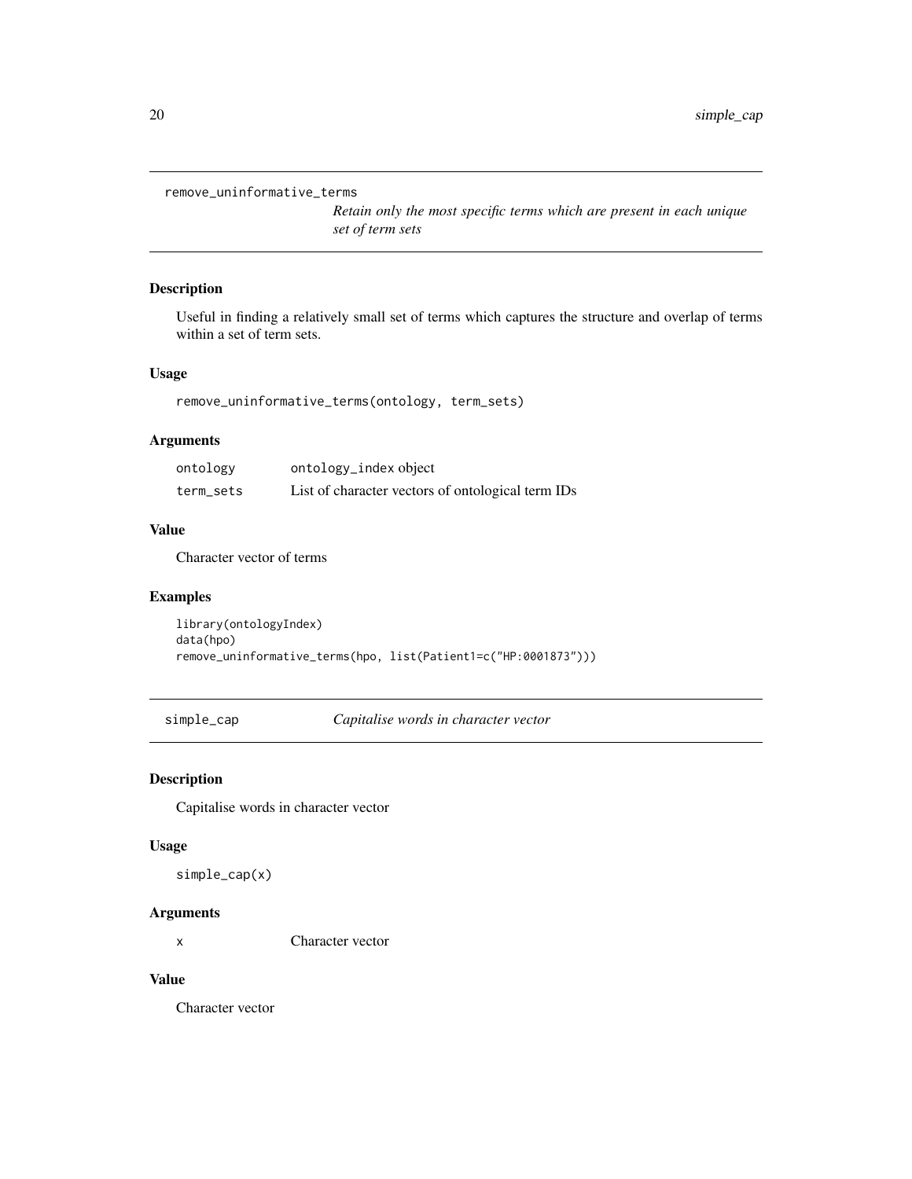## remove_uninformative_terms

*Retain only the most specific terms which are present in each unique set of term sets*

### Description

Useful in finding a relatively small set of terms which captures the structure and overlap of terms within a set of term sets.

### Usage

```
remove_uninformative_terms(ontology, term_sets)
```

### Arguments

| | |
|---|---|
| ontology | ontology_index object |
| term_sets | List of character vectors of ontological term IDs |

### Value

Character vector of terms

### Examples

```
library(ontologyIndex)
data(hpo)
remove_uninformative_terms(hpo, list(Patient1=c("HP:0001873")))
```

## simple_cap

*Capitalise words in character vector*

### Description

Capitalise words in character vector

### Usage

```
simple_cap(x)
```

### Arguments

| | |
|---|---|
| x | Character vector |

### Value

Character vector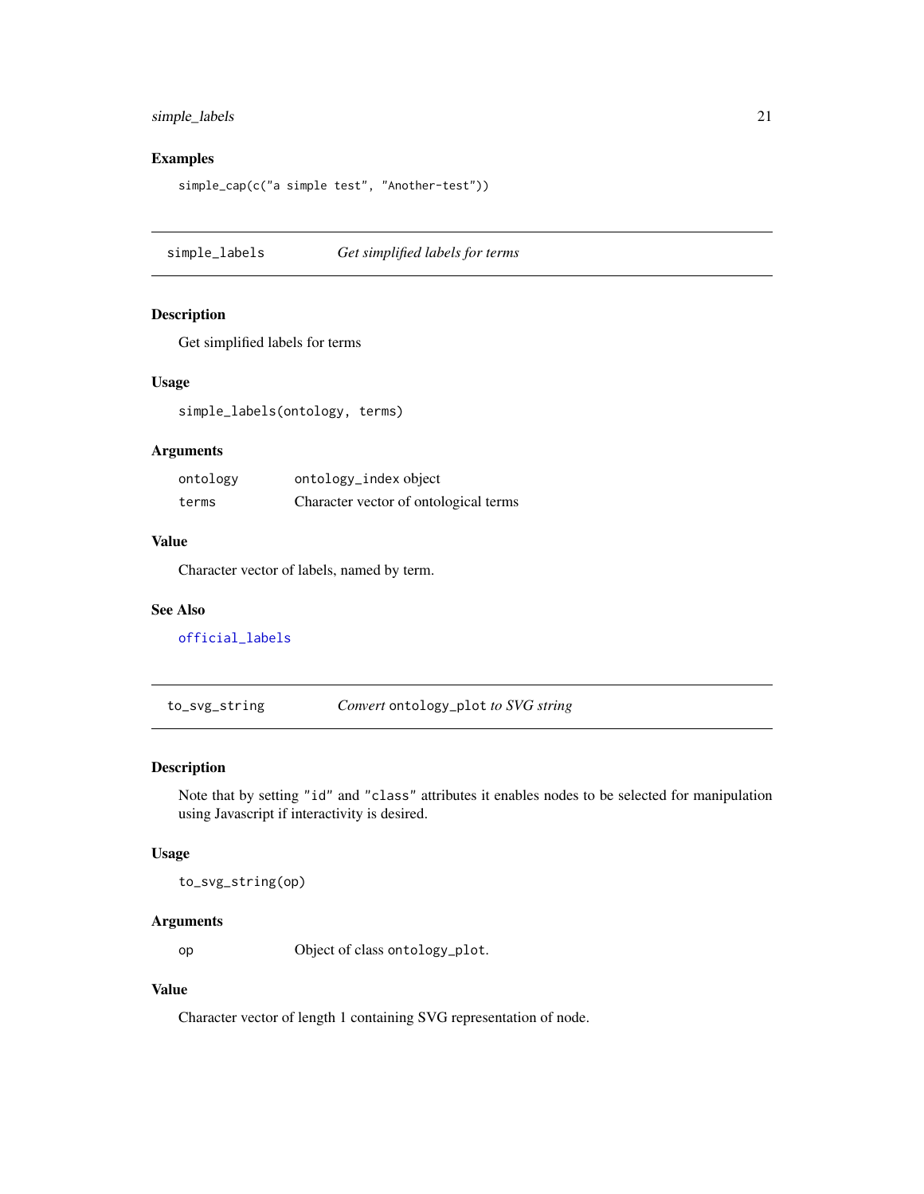### Examples

```
simple_cap(c("a simple test", "Another-test"))
```

## simple_labels — *Get simplified labels for terms*

### Description

Get simplified labels for terms

### Usage

```
simple_labels(ontology, terms)
```

### Arguments

| | |
|---|---|
| ontology | ontology_index object |
| terms | Character vector of ontological terms |

### Value

Character vector of labels, named by term.

### See Also

official_labels

## to_svg_string — *Convert* `ontology_plot` *to SVG string*

### Description

Note that by setting `"id"` and `"class"` attributes it enables nodes to be selected for manipulation using Javascript if interactivity is desired.

### Usage

```
to_svg_string(op)
```

### Arguments

| | |
|---|---|
| op | Object of class `ontology_plot`. |

### Value

Character vector of length 1 containing SVG representation of node.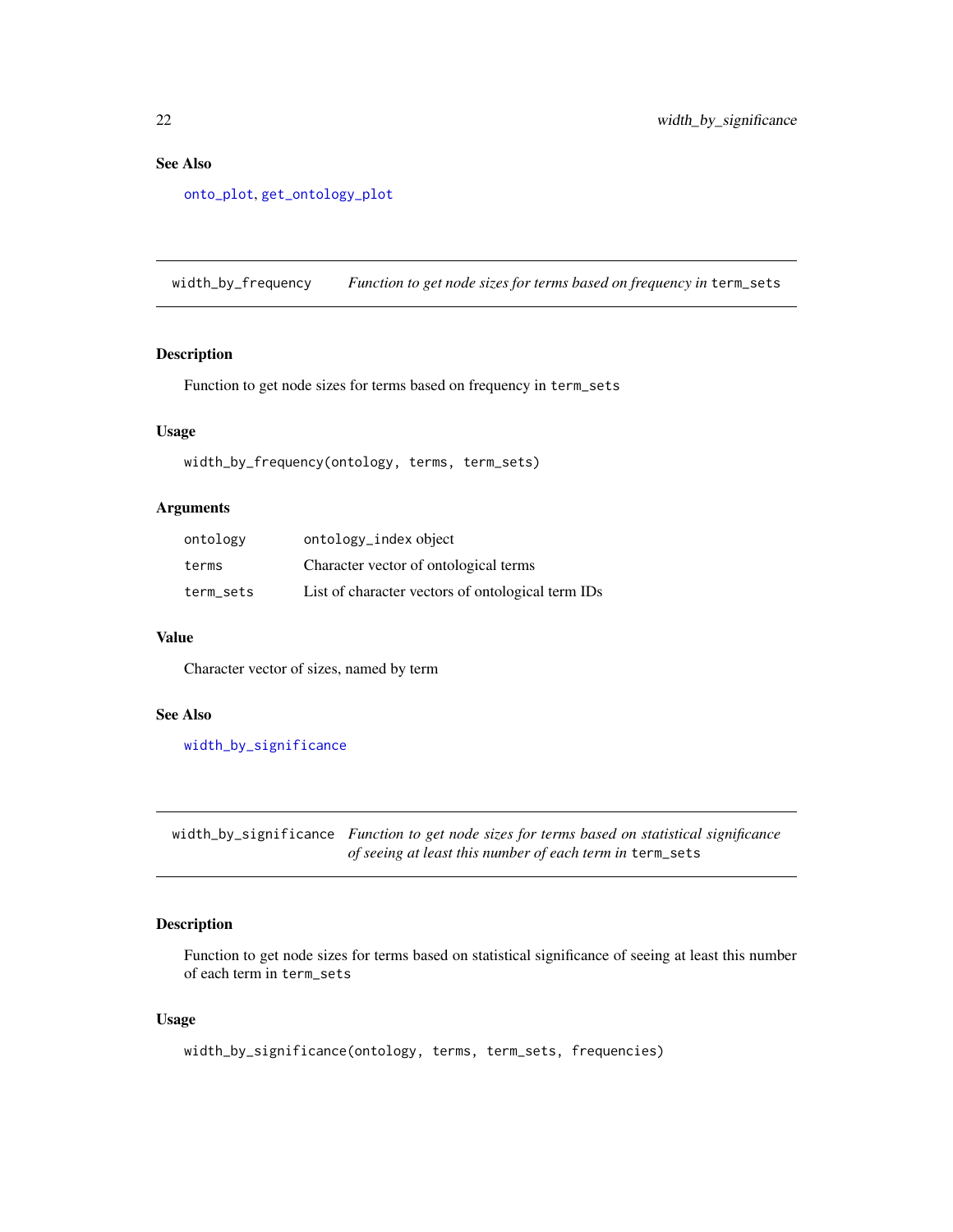### See Also

onto_plot, get_ontology_plot

## width_by_frequency — *Function to get node sizes for terms based on frequency in* `term_sets`

### Description

Function to get node sizes for terms based on frequency in `term_sets`

### Usage

```
width_by_frequency(ontology, terms, term_sets)
```

### Arguments

| | |
|---|---|
| ontology | ontology_index object |
| terms | Character vector of ontological terms |
| term_sets | List of character vectors of ontological term IDs |

### Value

Character vector of sizes, named by term

### See Also

width_by_significance

## width_by_significance — *Function to get node sizes for terms based on statistical significance of seeing at least this number of each term in* `term_sets`

### Description

Function to get node sizes for terms based on statistical significance of seeing at least this number of each term in `term_sets`

### Usage

```
width_by_significance(ontology, terms, term_sets, frequencies)
```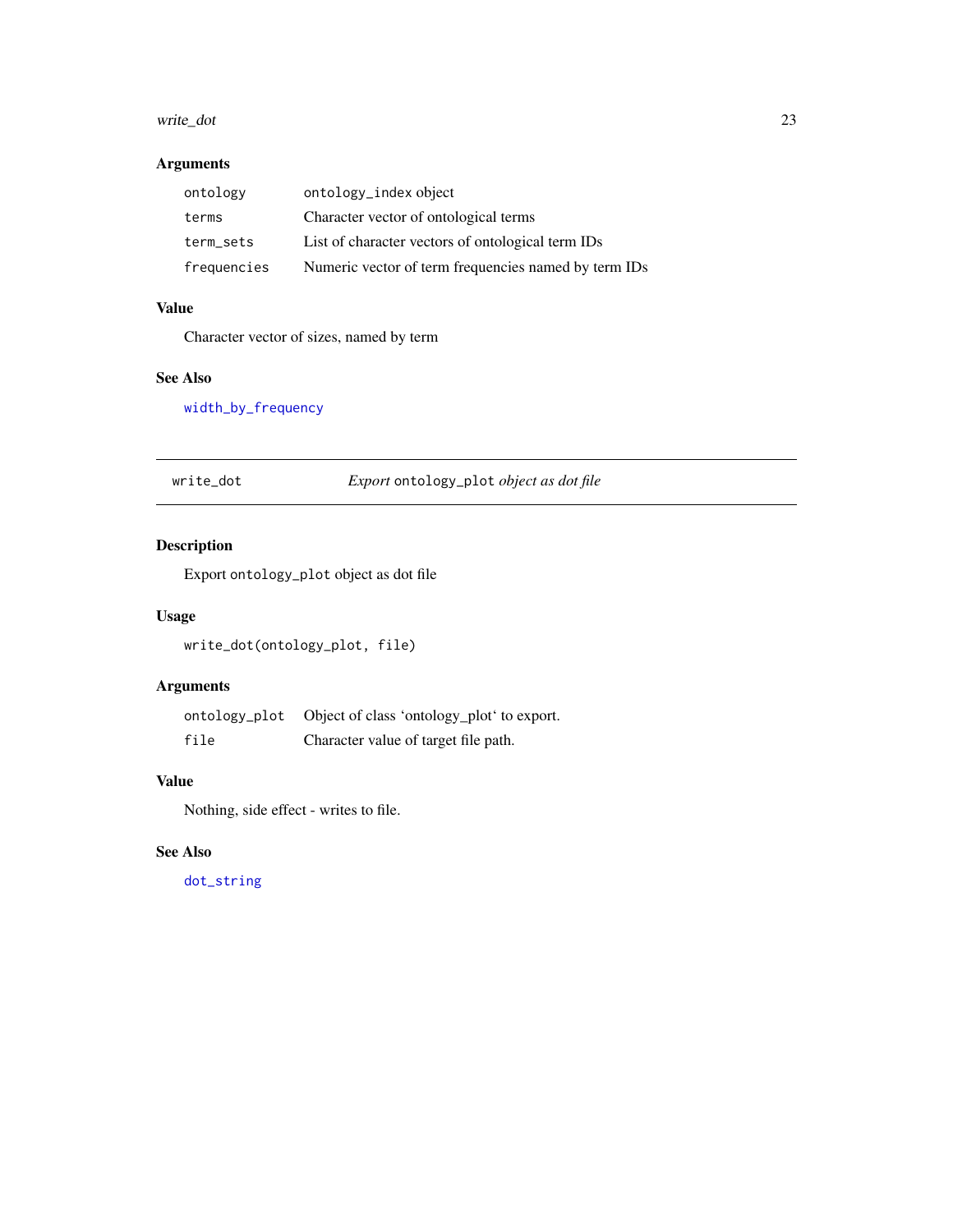### Arguments

| | |
|---|---|
| `ontology` | `ontology_index` object |
| `terms` | Character vector of ontological terms |
| `term_sets` | List of character vectors of ontological term IDs |
| `frequencies` | Numeric vector of term frequencies named by term IDs |

### Value

Character vector of sizes, named by term

### See Also

`width_by_frequency`

---

## write_dot — *Export* `ontology_plot` *object as dot file*

---

### Description

Export `ontology_plot` object as dot file

### Usage

```
write_dot(ontology_plot, file)
```

### Arguments

| | |
|---|---|
| `ontology_plot` | Object of class 'ontology_plot' to export. |
| `file` | Character value of target file path. |

### Value

Nothing, side effect - writes to file.

### See Also

`dot_string`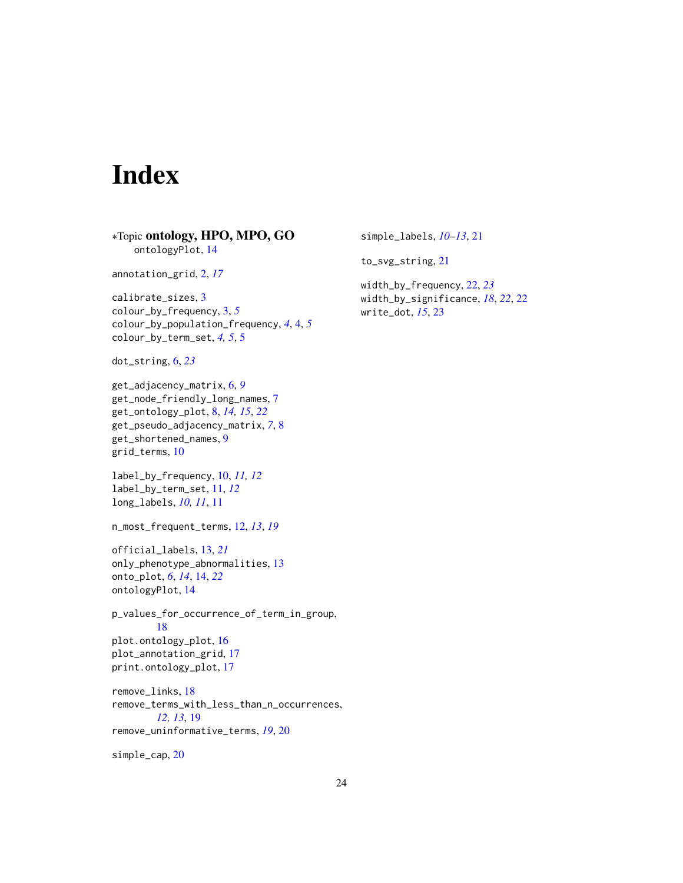# Index

∗Topic **ontology, HPO, MPO, GO**
  ontologyPlot, 14

annotation_grid, 2, *17*

calibrate_sizes, 3
colour_by_frequency, 3, *5*
colour_by_population_frequency, *4*, 4, *5*
colour_by_term_set, *4, 5*, 5

dot_string, 6, *23*

get_adjacency_matrix, 6, *9*
get_node_friendly_long_names, 7
get_ontology_plot, 8, *14, 15*, *22*
get_pseudo_adjacency_matrix, *7*, 8
get_shortened_names, 9
grid_terms, 10

label_by_frequency, 10, *11, 12*
label_by_term_set, 11, *12*
long_labels, *10, 11*, 11

n_most_frequent_terms, 12, *13*, *19*

official_labels, 13, *21*
only_phenotype_abnormalities, 13
onto_plot, *6*, *14*, 14, *22*
ontologyPlot, 14

p_values_for_occurrence_of_term_in_group,
  18
plot.ontology_plot, 16
plot_annotation_grid, 17
print.ontology_plot, 17

remove_links, 18
remove_terms_with_less_than_n_occurrences,
  *12, 13*, 19
remove_uninformative_terms, *19*, 20

simple_cap, 20
simple_labels, *10–13*, 21

to_svg_string, 21

width_by_frequency, 22, *23*
width_by_significance, *18*, *22*, 22
write_dot, *15*, 23